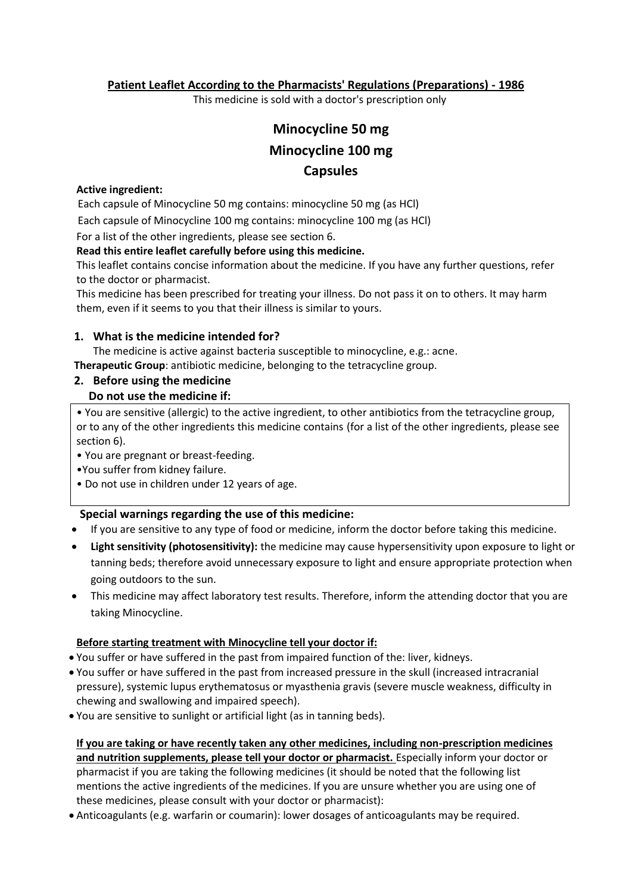**Patient Leaflet According to the Pharmacists' Regulations (Preparations) - 1986**

This medicine is sold with a doctor's prescription only

# Minocycline 50 mg
# Minocycline 100 mg
# Capsules

**Active ingredient:**

Each capsule of Minocycline 50 mg contains: minocycline 50 mg (as HCl)

Each capsule of Minocycline 100 mg contains: minocycline 100 mg (as HCl)

For a list of the other ingredients, please see section 6.

**Read this entire leaflet carefully before using this medicine.**

This leaflet contains concise information about the medicine. If you have any further questions, refer to the doctor or pharmacist.

This medicine has been prescribed for treating your illness. Do not pass it on to others. It may harm them, even if it seems to you that their illness is similar to yours.

## 1. What is the medicine intended for?

The medicine is active against bacteria susceptible to minocycline, e.g.: acne.

**Therapeutic Group**: antibiotic medicine, belonging to the tetracycline group.

## 2. Before using the medicine

### Do not use the medicine if:

- You are sensitive (allergic) to the active ingredient, to other antibiotics from the tetracycline group, or to any of the other ingredients this medicine contains (for a list of the other ingredients, please see section 6).
- You are pregnant or breast-feeding.
- You suffer from kidney failure.
- Do not use in children under 12 years of age.

### Special warnings regarding the use of this medicine:

- If you are sensitive to any type of food or medicine, inform the doctor before taking this medicine.
- **Light sensitivity (photosensitivity):** the medicine may cause hypersensitivity upon exposure to light or tanning beds; therefore avoid unnecessary exposure to light and ensure appropriate protection when going outdoors to the sun.
- This medicine may affect laboratory test results. Therefore, inform the attending doctor that you are taking Minocycline.

**Before starting treatment with Minocycline tell your doctor if:**

- You suffer or have suffered in the past from impaired function of the: liver, kidneys.
- You suffer or have suffered in the past from increased pressure in the skull (increased intracranial pressure), systemic lupus erythematosus or myasthenia gravis (severe muscle weakness, difficulty in chewing and swallowing and impaired speech).
- You are sensitive to sunlight or artificial light (as in tanning beds).

**If you are taking or have recently taken any other medicines, including non-prescription medicines and nutrition supplements, please tell your doctor or pharmacist.** Especially inform your doctor or pharmacist if you are taking the following medicines (it should be noted that the following list mentions the active ingredients of the medicines. If you are unsure whether you are using one of these medicines, please consult with your doctor or pharmacist):

- Anticoagulants (e.g. warfarin or coumarin): lower dosages of anticoagulants may be required.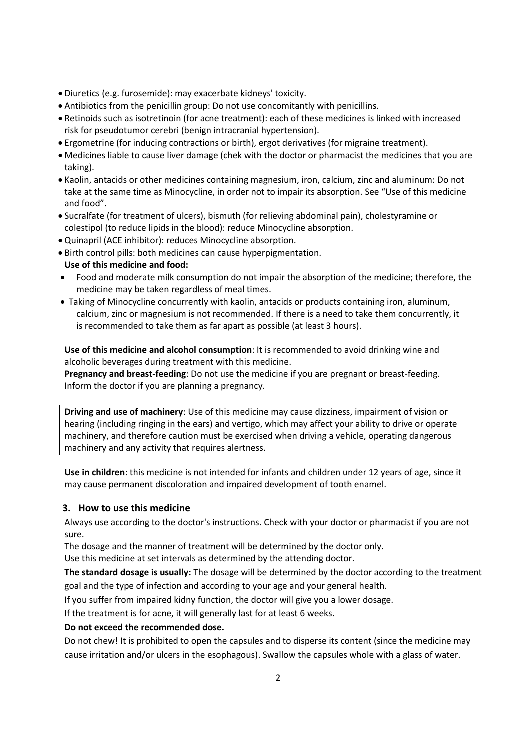- Diuretics (e.g. furosemide): may exacerbate kidneys' toxicity.
- Antibiotics from the penicillin group: Do not use concomitantly with penicillins.
- Retinoids such as isotretinoin (for acne treatment): each of these medicines is linked with increased risk for pseudotumor cerebri (benign intracranial hypertension).
- Ergometrine (for inducing contractions or birth), ergot derivatives (for migraine treatment).
- Medicines liable to cause liver damage (chek with the doctor or pharmacist the medicines that you are taking).
- Kaolin, antacids or other medicines containing magnesium, iron, calcium, zinc and aluminum: Do not take at the same time as Minocycline, in order not to impair its absorption. See "Use of this medicine and food".
- Sucralfate (for treatment of ulcers), bismuth (for relieving abdominal pain), cholestyramine or colestipol (to reduce lipids in the blood): reduce Minocycline absorption.
- Quinapril (ACE inhibitor): reduces Minocycline absorption.
- Birth control pills: both medicines can cause hyperpigmentation.

**Use of this medicine and food:**

- Food and moderate milk consumption do not impair the absorption of the medicine; therefore, the medicine may be taken regardless of meal times.
- Taking of Minocycline concurrently with kaolin, antacids or products containing iron, aluminum, calcium, zinc or magnesium is not recommended. If there is a need to take them concurrently, it is recommended to take them as far apart as possible (at least 3 hours).

**Use of this medicine and alcohol consumption**: It is recommended to avoid drinking wine and alcoholic beverages during treatment with this medicine.

**Pregnancy and breast-feeding**: Do not use the medicine if you are pregnant or breast-feeding. Inform the doctor if you are planning a pregnancy.

**Driving and use of machinery**: Use of this medicine may cause dizziness, impairment of vision or hearing (including ringing in the ears) and vertigo, which may affect your ability to drive or operate machinery, and therefore caution must be exercised when driving a vehicle, operating dangerous machinery and any activity that requires alertness.

**Use in children**: this medicine is not intended for infants and children under 12 years of age, since it may cause permanent discoloration and impaired development of tooth enamel.

### 3. How to use this medicine

Always use according to the doctor's instructions. Check with your doctor or pharmacist if you are not sure.

The dosage and the manner of treatment will be determined by the doctor only.

Use this medicine at set intervals as determined by the attending doctor.

**The standard dosage is usually:** The dosage will be determined by the doctor according to the treatment goal and the type of infection and according to your age and your general health.

If you suffer from impaired kidny function, the doctor will give you a lower dosage.

If the treatment is for acne, it will generally last for at least 6 weeks.

**Do not exceed the recommended dose.**

Do not chew! It is prohibited to open the capsules and to disperse its content (since the medicine may cause irritation and/or ulcers in the esophagous). Swallow the capsules whole with a glass of water.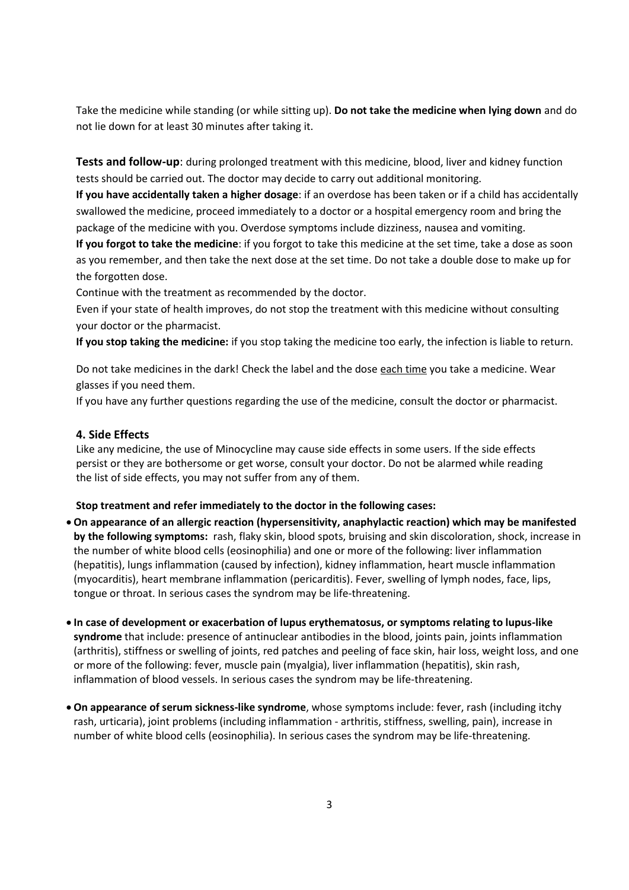Take the medicine while standing (or while sitting up). **Do not take the medicine when lying down** and do not lie down for at least 30 minutes after taking it.

**Tests and follow-up**: during prolonged treatment with this medicine, blood, liver and kidney function tests should be carried out. The doctor may decide to carry out additional monitoring.

**If you have accidentally taken a higher dosage**: if an overdose has been taken or if a child has accidentally swallowed the medicine, proceed immediately to a doctor or a hospital emergency room and bring the package of the medicine with you. Overdose symptoms include dizziness, nausea and vomiting.

**If you forgot to take the medicine**: if you forgot to take this medicine at the set time, take a dose as soon as you remember, and then take the next dose at the set time. Do not take a double dose to make up for the forgotten dose.

Continue with the treatment as recommended by the doctor.

Even if your state of health improves, do not stop the treatment with this medicine without consulting your doctor or the pharmacist.

**If you stop taking the medicine:** if you stop taking the medicine too early, the infection is liable to return.

Do not take medicines in the dark! Check the label and the dose each time you take a medicine. Wear glasses if you need them.

If you have any further questions regarding the use of the medicine, consult the doctor or pharmacist.

## 4. Side Effects

Like any medicine, the use of Minocycline may cause side effects in some users. If the side effects persist or they are bothersome or get worse, consult your doctor. Do not be alarmed while reading the list of side effects, you may not suffer from any of them.

**Stop treatment and refer immediately to the doctor in the following cases:**

- **On appearance of an allergic reaction (hypersensitivity, anaphylactic reaction) which may be manifested by the following symptoms:** rash, flaky skin, blood spots, bruising and skin discoloration, shock, increase in the number of white blood cells (eosinophilia) and one or more of the following: liver inflammation (hepatitis), lungs inflammation (caused by infection), kidney inflammation, heart muscle inflammation (myocarditis), heart membrane inflammation (pericarditis). Fever, swelling of lymph nodes, face, lips, tongue or throat. In serious cases the syndrom may be life-threatening.
- **In case of development or exacerbation of lupus erythematosus, or symptoms relating to lupus-like syndrome** that include: presence of antinuclear antibodies in the blood, joints pain, joints inflammation (arthritis), stiffness or swelling of joints, red patches and peeling of face skin, hair loss, weight loss, and one or more of the following: fever, muscle pain (myalgia), liver inflammation (hepatitis), skin rash, inflammation of blood vessels. In serious cases the syndrom may be life-threatening.
- **On appearance of serum sickness-like syndrome**, whose symptoms include: fever, rash (including itchy rash, urticaria), joint problems (including inflammation - arthritis, stiffness, swelling, pain), increase in number of white blood cells (eosinophilia). In serious cases the syndrom may be life-threatening.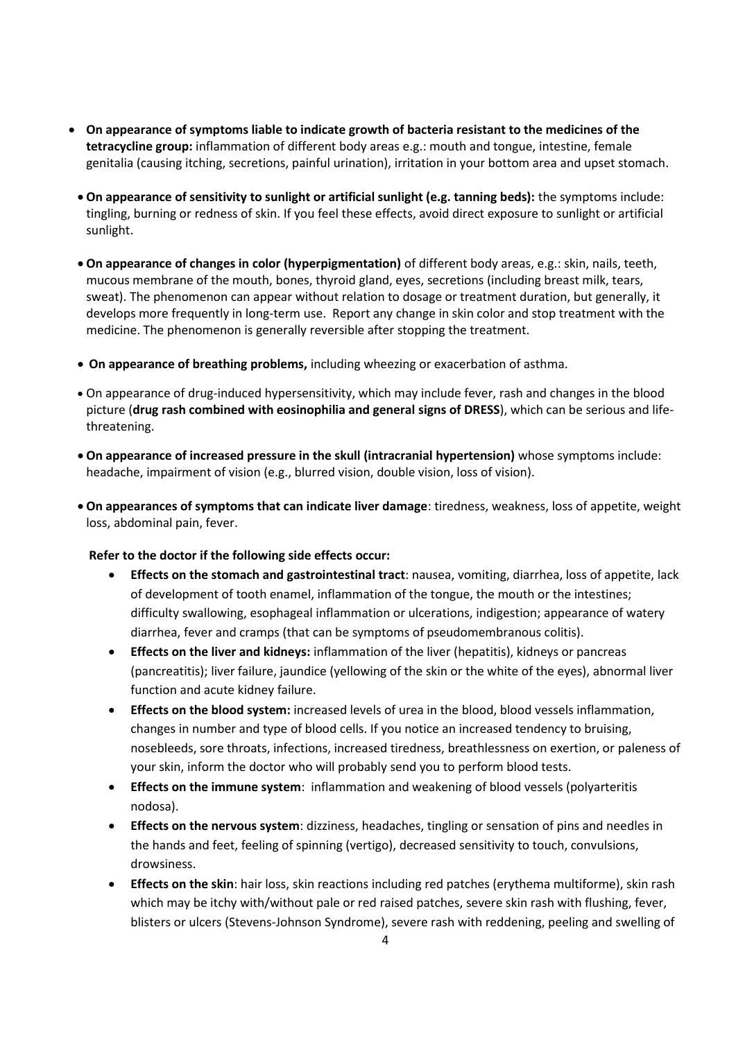- **On appearance of symptoms liable to indicate growth of bacteria resistant to the medicines of the tetracycline group:** inflammation of different body areas e.g.: mouth and tongue, intestine, female genitalia (causing itching, secretions, painful urination), irritation in your bottom area and upset stomach.
- **On appearance of sensitivity to sunlight or artificial sunlight (e.g. tanning beds):** the symptoms include: tingling, burning or redness of skin. If you feel these effects, avoid direct exposure to sunlight or artificial sunlight.
- **On appearance of changes in color (hyperpigmentation)** of different body areas, e.g.: skin, nails, teeth, mucous membrane of the mouth, bones, thyroid gland, eyes, secretions (including breast milk, tears, sweat). The phenomenon can appear without relation to dosage or treatment duration, but generally, it develops more frequently in long-term use. Report any change in skin color and stop treatment with the medicine. The phenomenon is generally reversible after stopping the treatment.
- **On appearance of breathing problems,** including wheezing or exacerbation of asthma.
- On appearance of drug-induced hypersensitivity, which may include fever, rash and changes in the blood picture (**drug rash combined with eosinophilia and general signs of DRESS**), which can be serious and life-threatening.
- **On appearance of increased pressure in the skull (intracranial hypertension)** whose symptoms include: headache, impairment of vision (e.g., blurred vision, double vision, loss of vision).
- **On appearances of symptoms that can indicate liver damage**: tiredness, weakness, loss of appetite, weight loss, abdominal pain, fever.

**Refer to the doctor if the following side effects occur:**

- **Effects on the stomach and gastrointestinal tract**: nausea, vomiting, diarrhea, loss of appetite, lack of development of tooth enamel, inflammation of the tongue, the mouth or the intestines; difficulty swallowing, esophageal inflammation or ulcerations, indigestion; appearance of watery diarrhea, fever and cramps (that can be symptoms of pseudomembranous colitis).
- **Effects on the liver and kidneys:** inflammation of the liver (hepatitis), kidneys or pancreas (pancreatitis); liver failure, jaundice (yellowing of the skin or the white of the eyes), abnormal liver function and acute kidney failure.
- **Effects on the blood system:** increased levels of urea in the blood, blood vessels inflammation, changes in number and type of blood cells. If you notice an increased tendency to bruising, nosebleeds, sore throats, infections, increased tiredness, breathlessness on exertion, or paleness of your skin, inform the doctor who will probably send you to perform blood tests.
- **Effects on the immune system**: inflammation and weakening of blood vessels (polyarteritis nodosa).
- **Effects on the nervous system**: dizziness, headaches, tingling or sensation of pins and needles in the hands and feet, feeling of spinning (vertigo), decreased sensitivity to touch, convulsions, drowsiness.
- **Effects on the skin**: hair loss, skin reactions including red patches (erythema multiforme), skin rash which may be itchy with/without pale or red raised patches, severe skin rash with flushing, fever, blisters or ulcers (Stevens-Johnson Syndrome), severe rash with reddening, peeling and swelling of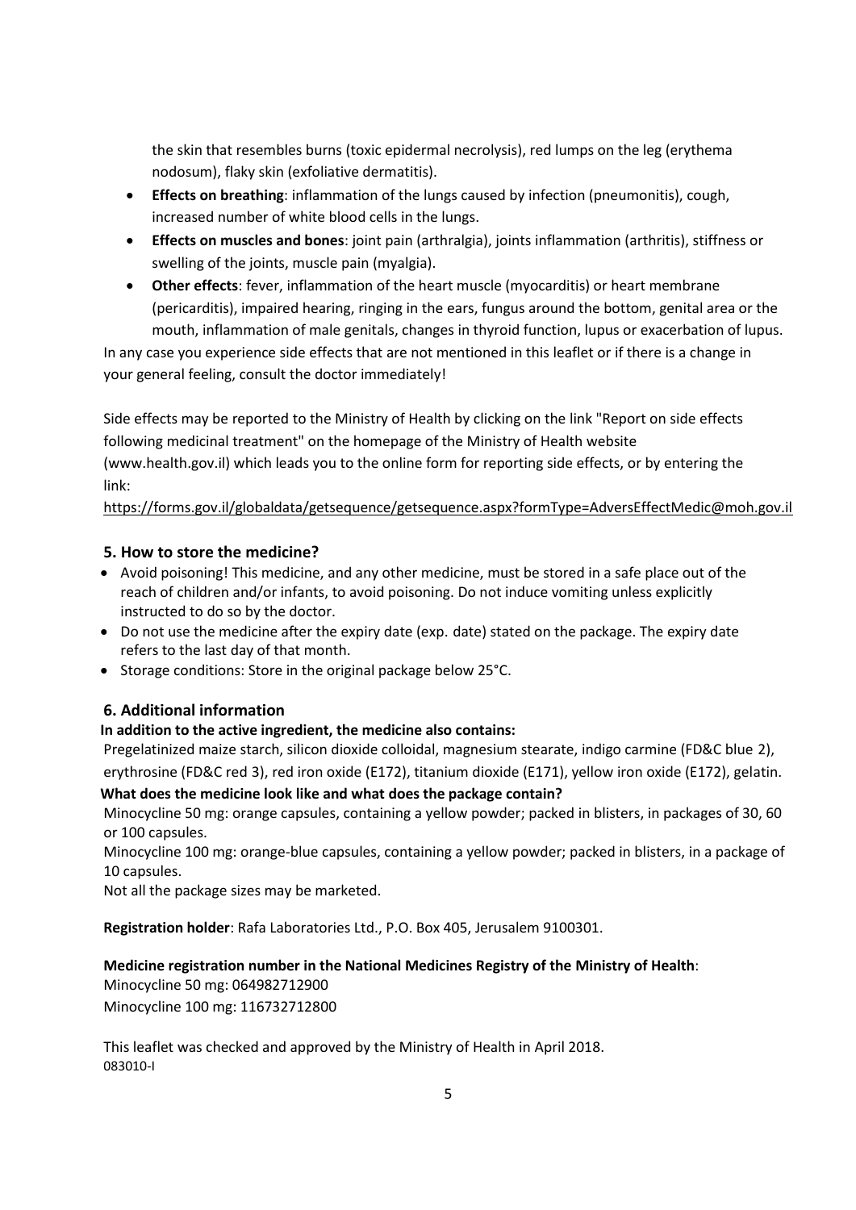the skin that resembles burns (toxic epidermal necrolysis), red lumps on the leg (erythema nodosum), flaky skin (exfoliative dermatitis).

- **Effects on breathing**: inflammation of the lungs caused by infection (pneumonitis), cough, increased number of white blood cells in the lungs.
- **Effects on muscles and bones**: joint pain (arthralgia), joints inflammation (arthritis), stiffness or swelling of the joints, muscle pain (myalgia).
- **Other effects**: fever, inflammation of the heart muscle (myocarditis) or heart membrane (pericarditis), impaired hearing, ringing in the ears, fungus around the bottom, genital area or the mouth, inflammation of male genitals, changes in thyroid function, lupus or exacerbation of lupus.

In any case you experience side effects that are not mentioned in this leaflet or if there is a change in your general feeling, consult the doctor immediately!

Side effects may be reported to the Ministry of Health by clicking on the link "Report on side effects following medicinal treatment" on the homepage of the Ministry of Health website (www.health.gov.il) which leads you to the online form for reporting side effects, or by entering the link:

https://forms.gov.il/globaldata/getsequence/getsequence.aspx?formType=AdversEffectMedic@moh.gov.il

## 5. How to store the medicine?

- Avoid poisoning! This medicine, and any other medicine, must be stored in a safe place out of the reach of children and/or infants, to avoid poisoning. Do not induce vomiting unless explicitly instructed to do so by the doctor.
- Do not use the medicine after the expiry date (exp. date) stated on the package. The expiry date refers to the last day of that month.
- Storage conditions: Store in the original package below 25°C.

## 6. Additional information

**In addition to the active ingredient, the medicine also contains:**

Pregelatinized maize starch, silicon dioxide colloidal, magnesium stearate, indigo carmine (FD&C blue 2), erythrosine (FD&C red 3), red iron oxide (E172), titanium dioxide (E171), yellow iron oxide (E172), gelatin.

**What does the medicine look like and what does the package contain?**

Minocycline 50 mg: orange capsules, containing a yellow powder; packed in blisters, in packages of 30, 60 or 100 capsules.

Minocycline 100 mg: orange-blue capsules, containing a yellow powder; packed in blisters, in a package of 10 capsules.

Not all the package sizes may be marketed.

**Registration holder**: Rafa Laboratories Ltd., P.O. Box 405, Jerusalem 9100301.

**Medicine registration number in the National Medicines Registry of the Ministry of Health**:

Minocycline 50 mg: 064982712900

Minocycline 100 mg: 116732712800

This leaflet was checked and approved by the Ministry of Health in April 2018.

083010-I